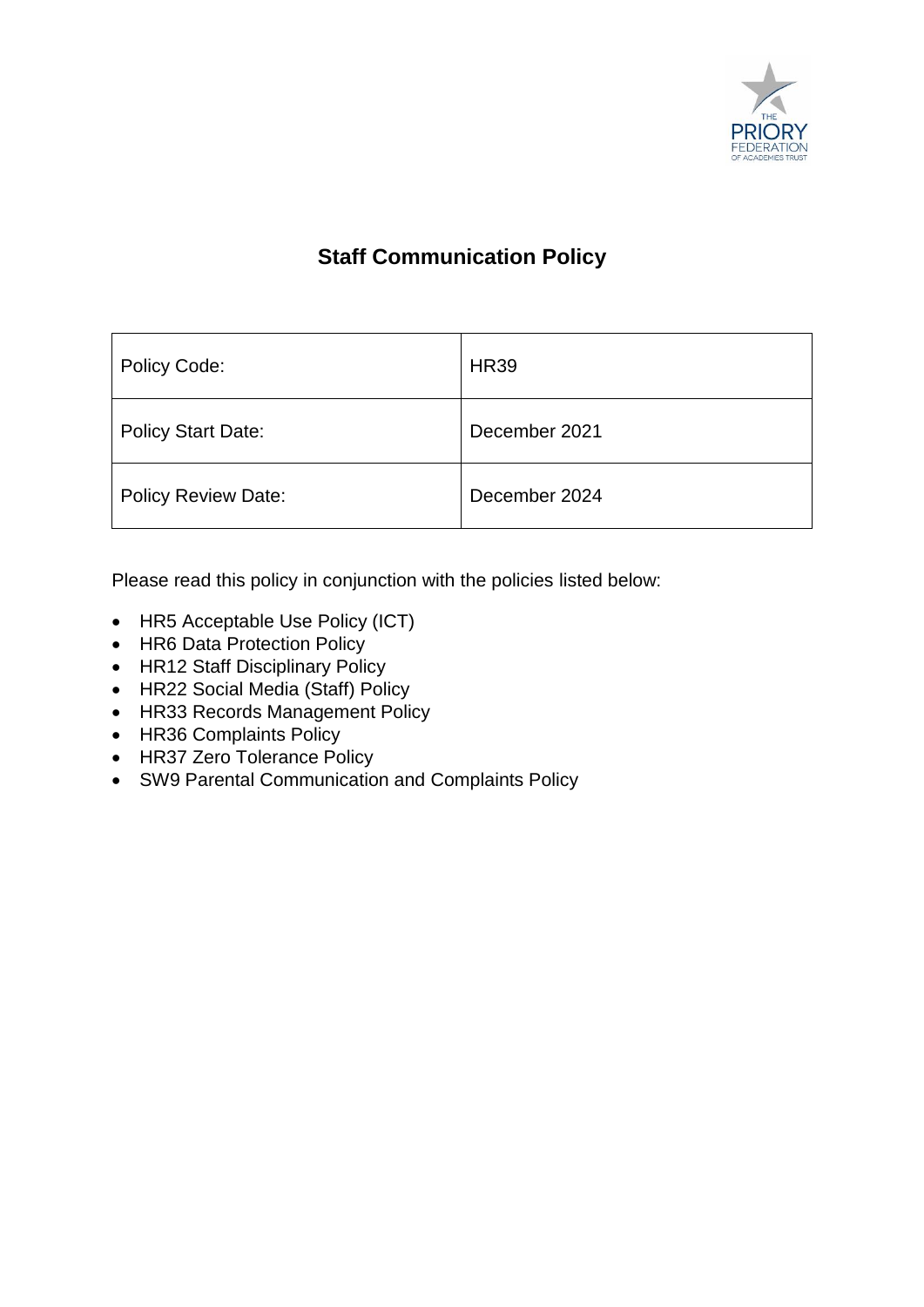# Staff Communication Policy

| Policy Code: | HR39 |
|---|---|
| Policy Start Date: | December 2021 |
| Policy Review Date: | December 2024 |

Please read this policy in conjunction with the policies listed below:

- HR5 Acceptable Use Policy (ICT)
- HR6 Data Protection Policy
- HR12 Staff Disciplinary Policy
- HR22 Social Media (Staff) Policy
- HR33 Records Management Policy
- HR36 Complaints Policy
- HR37 Zero Tolerance Policy
- SW9 Parental Communication and Complaints Policy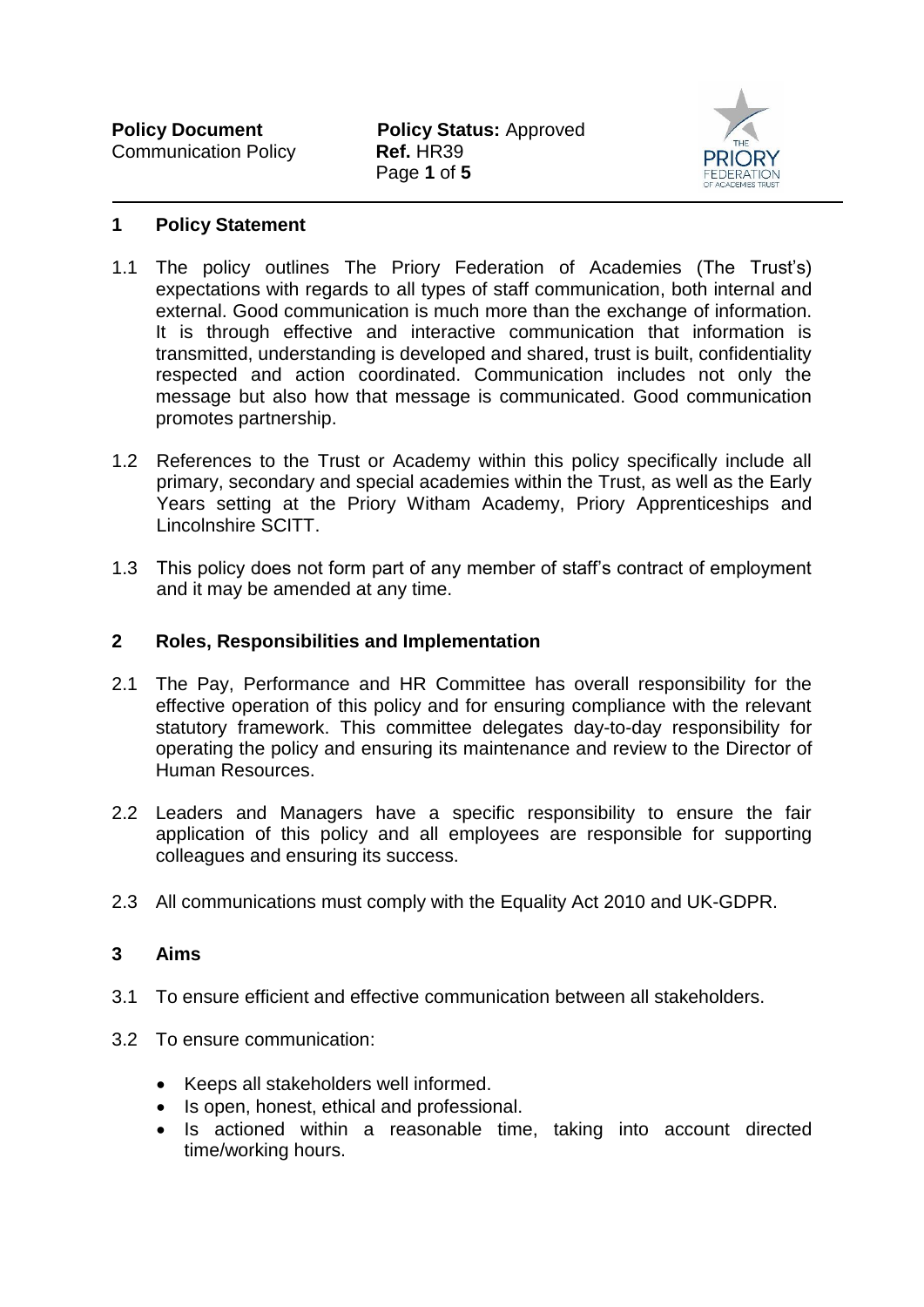## 1 Policy Statement

1.1 The policy outlines The Priory Federation of Academies (The Trust's) expectations with regards to all types of staff communication, both internal and external. Good communication is much more than the exchange of information. It is through effective and interactive communication that information is transmitted, understanding is developed and shared, trust is built, confidentiality respected and action coordinated. Communication includes not only the message but also how that message is communicated. Good communication promotes partnership.

1.2 References to the Trust or Academy within this policy specifically include all primary, secondary and special academies within the Trust, as well as the Early Years setting at the Priory Witham Academy, Priory Apprenticeships and Lincolnshire SCITT.

1.3 This policy does not form part of any member of staff's contract of employment and it may be amended at any time.

## 2 Roles, Responsibilities and Implementation

2.1 The Pay, Performance and HR Committee has overall responsibility for the effective operation of this policy and for ensuring compliance with the relevant statutory framework. This committee delegates day-to-day responsibility for operating the policy and ensuring its maintenance and review to the Director of Human Resources.

2.2 Leaders and Managers have a specific responsibility to ensure the fair application of this policy and all employees are responsible for supporting colleagues and ensuring its success.

2.3 All communications must comply with the Equality Act 2010 and UK-GDPR.

## 3 Aims

3.1 To ensure efficient and effective communication between all stakeholders.

3.2 To ensure communication:

- Keeps all stakeholders well informed.
- Is open, honest, ethical and professional.
- Is actioned within a reasonable time, taking into account directed time/working hours.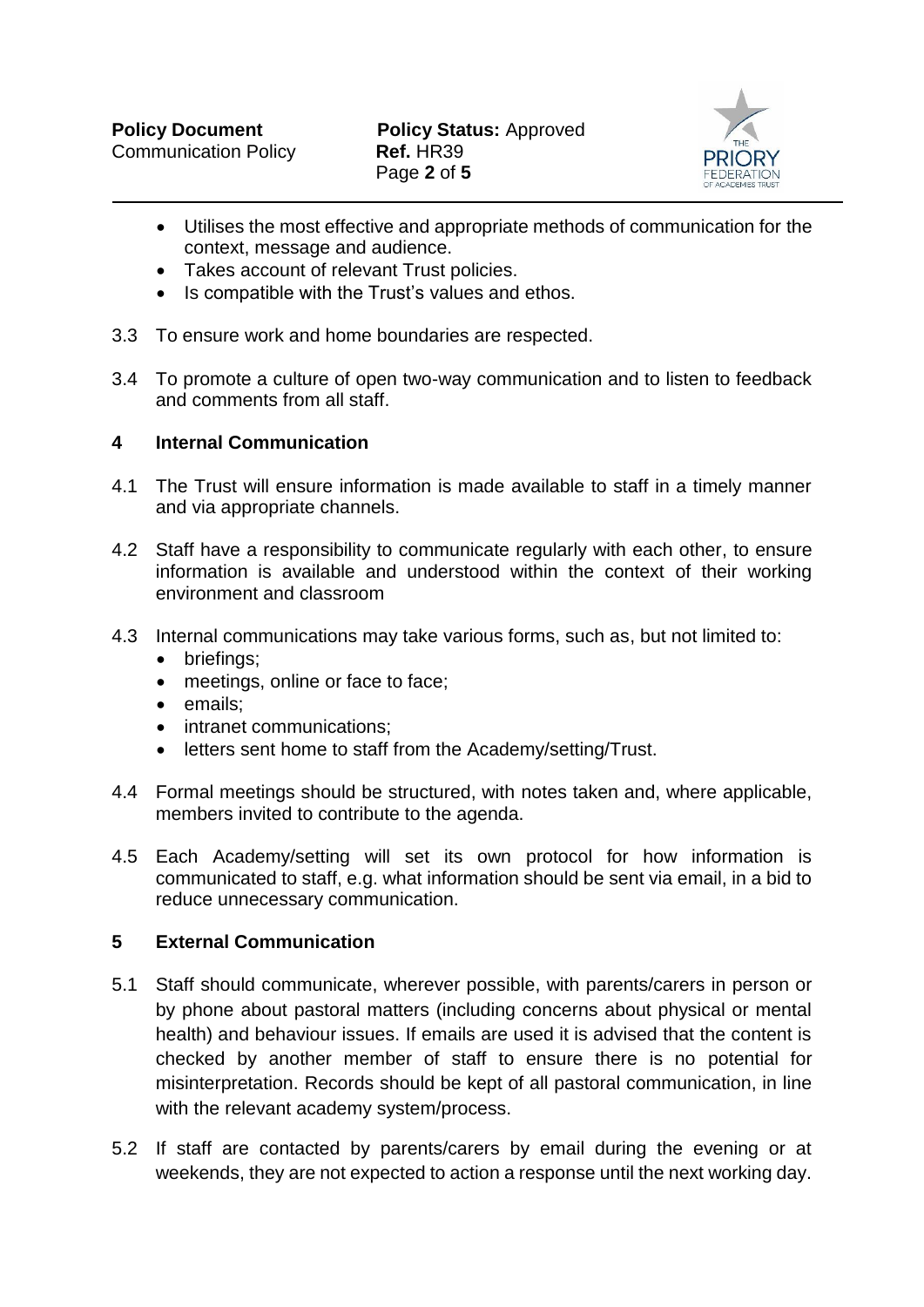- Utilises the most effective and appropriate methods of communication for the context, message and audience.
- Takes account of relevant Trust policies.
- Is compatible with the Trust's values and ethos.

3.3 To ensure work and home boundaries are respected.

3.4 To promote a culture of open two-way communication and to listen to feedback and comments from all staff.

## 4 Internal Communication

4.1 The Trust will ensure information is made available to staff in a timely manner and via appropriate channels.

4.2 Staff have a responsibility to communicate regularly with each other, to ensure information is available and understood within the context of their working environment and classroom

4.3 Internal communications may take various forms, such as, but not limited to:

- briefings;
- meetings, online or face to face;
- emails;
- intranet communications;
- letters sent home to staff from the Academy/setting/Trust.

4.4 Formal meetings should be structured, with notes taken and, where applicable, members invited to contribute to the agenda.

4.5 Each Academy/setting will set its own protocol for how information is communicated to staff, e.g. what information should be sent via email, in a bid to reduce unnecessary communication.

## 5 External Communication

5.1 Staff should communicate, wherever possible, with parents/carers in person or by phone about pastoral matters (including concerns about physical or mental health) and behaviour issues. If emails are used it is advised that the content is checked by another member of staff to ensure there is no potential for misinterpretation. Records should be kept of all pastoral communication, in line with the relevant academy system/process.

5.2 If staff are contacted by parents/carers by email during the evening or at weekends, they are not expected to action a response until the next working day.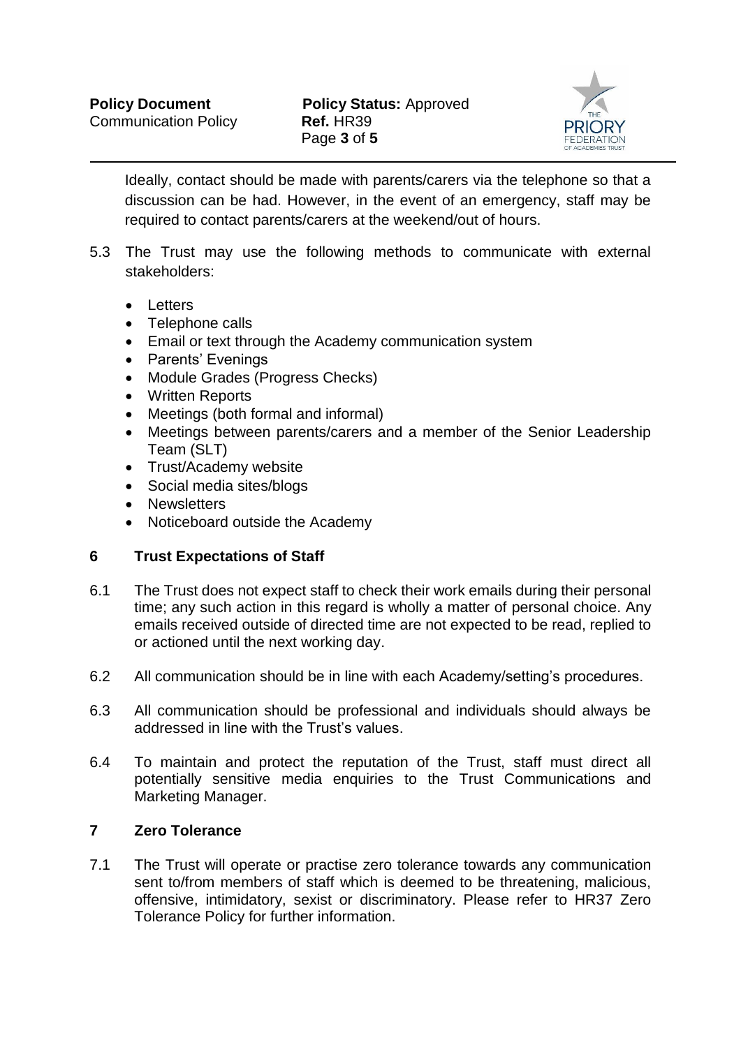Ideally, contact should be made with parents/carers via the telephone so that a discussion can be had. However, in the event of an emergency, staff may be required to contact parents/carers at the weekend/out of hours.

5.3 The Trust may use the following methods to communicate with external stakeholders:

- Letters
- Telephone calls
- Email or text through the Academy communication system
- Parents' Evenings
- Module Grades (Progress Checks)
- Written Reports
- Meetings (both formal and informal)
- Meetings between parents/carers and a member of the Senior Leadership Team (SLT)
- Trust/Academy website
- Social media sites/blogs
- Newsletters
- Noticeboard outside the Academy

## 6 Trust Expectations of Staff

6.1 The Trust does not expect staff to check their work emails during their personal time; any such action in this regard is wholly a matter of personal choice. Any emails received outside of directed time are not expected to be read, replied to or actioned until the next working day.

6.2 All communication should be in line with each Academy/setting's procedures.

6.3 All communication should be professional and individuals should always be addressed in line with the Trust's values.

6.4 To maintain and protect the reputation of the Trust, staff must direct all potentially sensitive media enquiries to the Trust Communications and Marketing Manager.

## 7 Zero Tolerance

7.1 The Trust will operate or practise zero tolerance towards any communication sent to/from members of staff which is deemed to be threatening, malicious, offensive, intimidatory, sexist or discriminatory. Please refer to HR37 Zero Tolerance Policy for further information.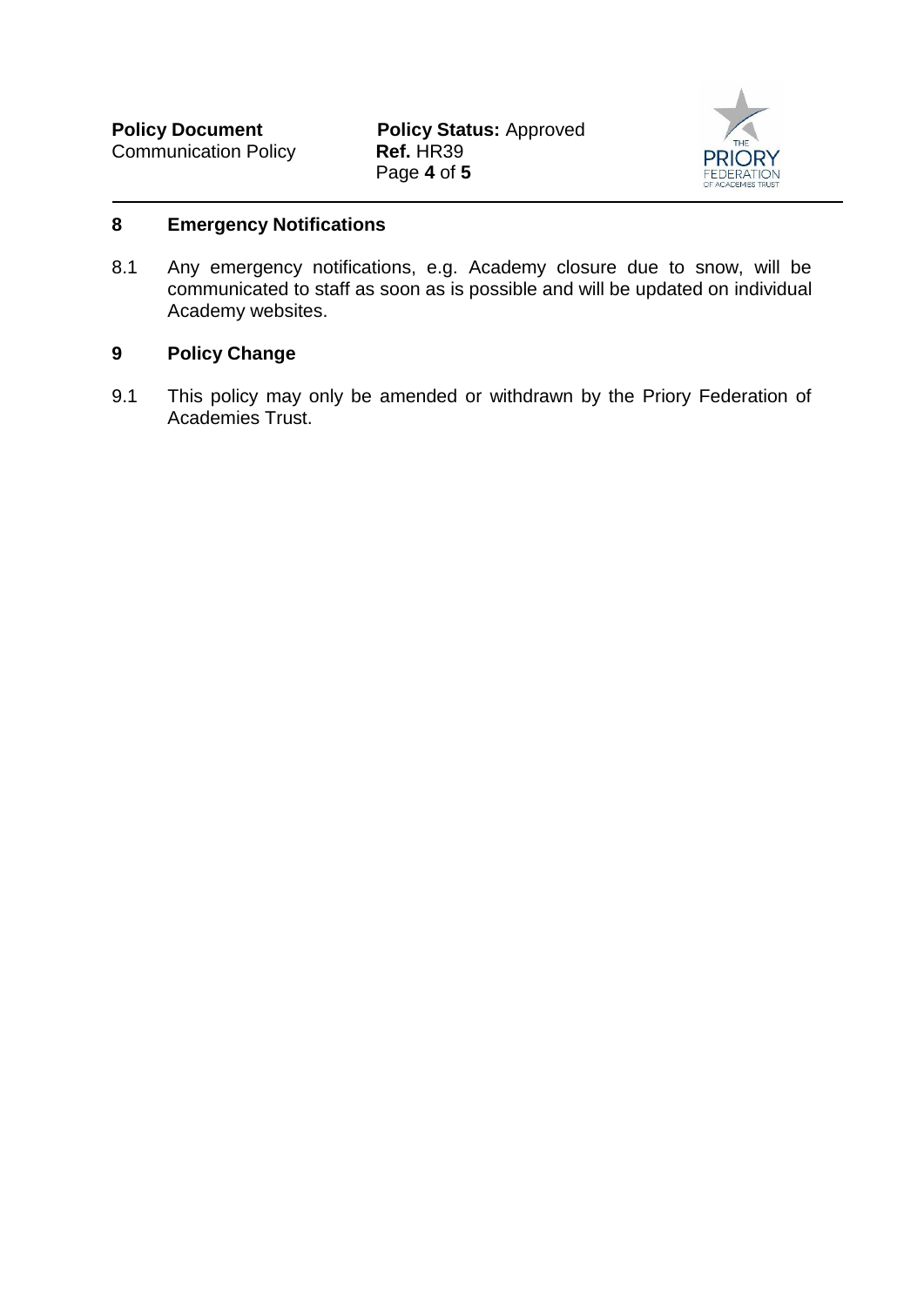## 8 Emergency Notifications

8.1 Any emergency notifications, e.g. Academy closure due to snow, will be communicated to staff as soon as is possible and will be updated on individual Academy websites.

## 9 Policy Change

9.1 This policy may only be amended or withdrawn by the Priory Federation of Academies Trust.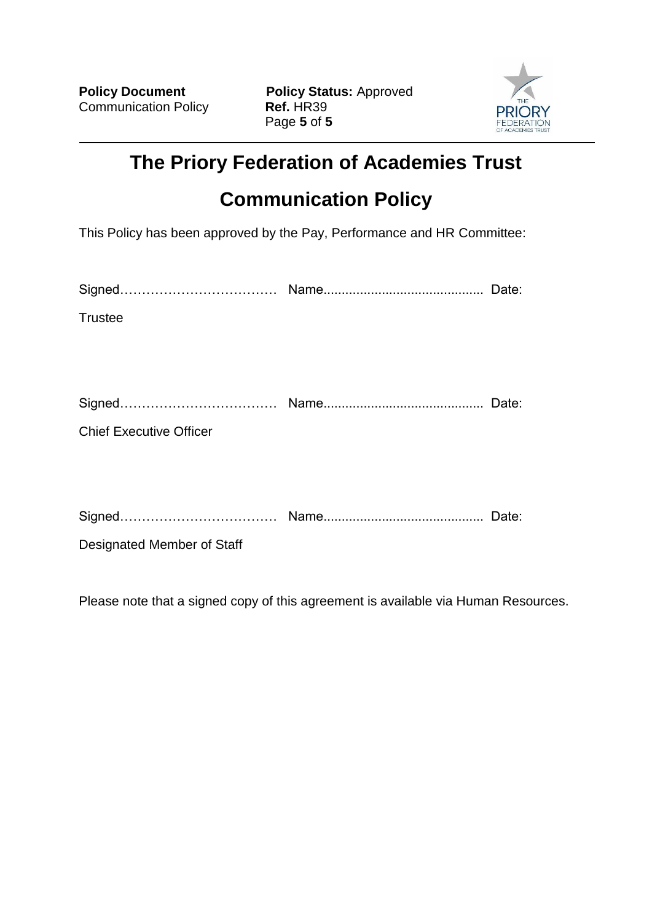# The Priory Federation of Academies Trust

# Communication Policy

This Policy has been approved by the Pay, Performance and HR Committee:

Signed……………………………… Name........................................... Date:

Trustee

Signed……………………………… Name........................................... Date:

Chief Executive Officer

Signed……………………………… Name........................................... Date:

Designated Member of Staff

Please note that a signed copy of this agreement is available via Human Resources.